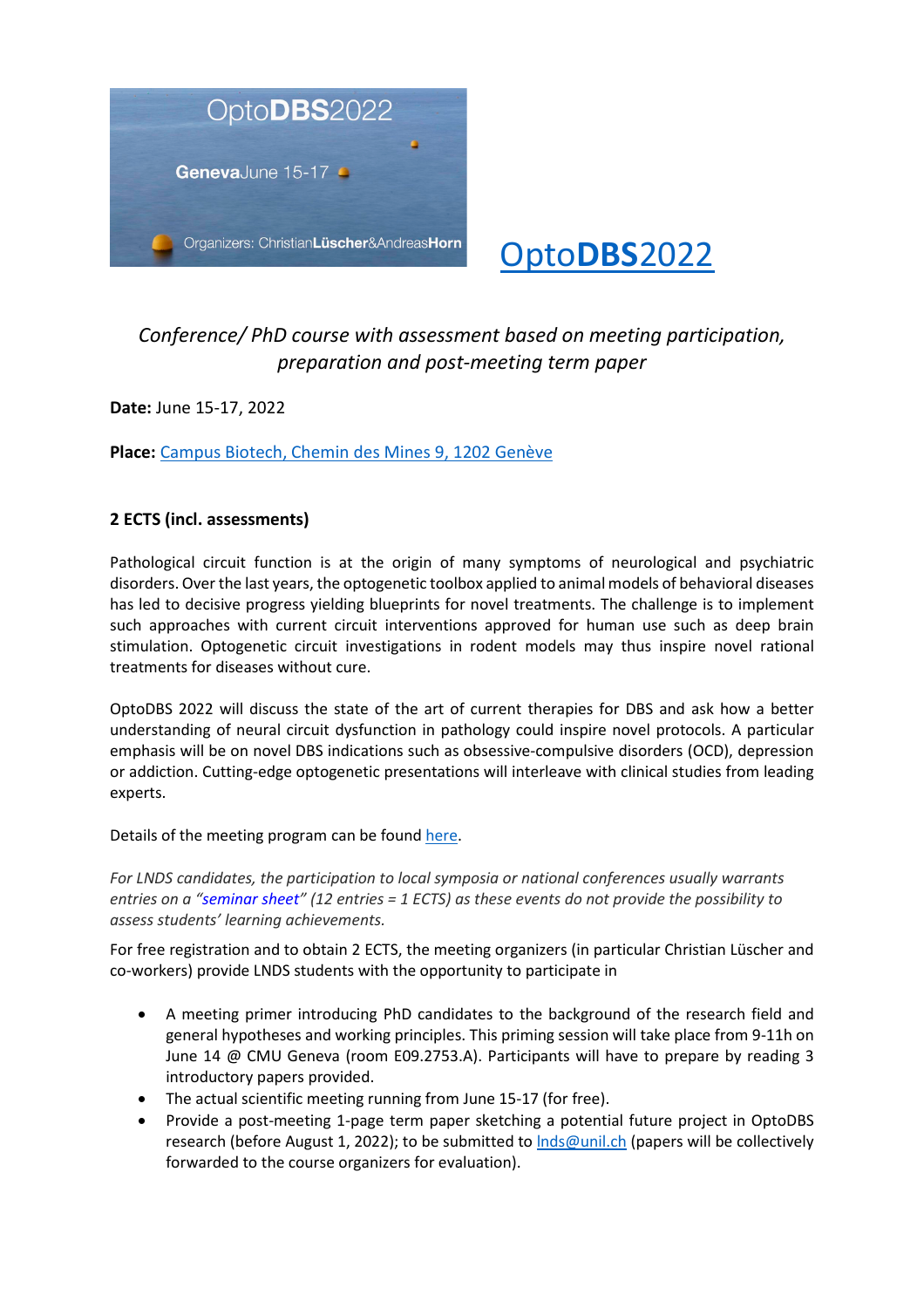OptoDBS2022

GenevaJune 15-17

Organizers: ChristianLüscher&AndreasHorn

# OptoDBS2022

*Conference/ PhD course with assessment based on meeting participation, preparation and post-meeting term paper*

**Date:** June 15-17, 2022

**Place:** Campus Biotech, Chemin des Mines 9, 1202 Genève

**2 ECTS (incl. assessments)**

Pathological circuit function is at the origin of many symptoms of neurological and psychiatric disorders. Over the last years, the optogenetic toolbox applied to animal models of behavioral diseases has led to decisive progress yielding blueprints for novel treatments. The challenge is to implement such approaches with current circuit interventions approved for human use such as deep brain stimulation. Optogenetic circuit investigations in rodent models may thus inspire novel rational treatments for diseases without cure.

OptoDBS 2022 will discuss the state of the art of current therapies for DBS and ask how a better understanding of neural circuit dysfunction in pathology could inspire novel protocols. A particular emphasis will be on novel DBS indications such as obsessive-compulsive disorders (OCD), depression or addiction. Cutting-edge optogenetic presentations will interleave with clinical studies from leading experts.

Details of the meeting program can be found here.

*For LNDS candidates, the participation to local symposia or national conferences usually warrants entries on a "seminar sheet" (12 entries = 1 ECTS) as these events do not provide the possibility to assess students' learning achievements.*

For free registration and to obtain 2 ECTS, the meeting organizers (in particular Christian Lüscher and co-workers) provide LNDS students with the opportunity to participate in

- A meeting primer introducing PhD candidates to the background of the research field and general hypotheses and working principles. This priming session will take place from 9-11h on June 14 @ CMU Geneva (room E09.2753.A). Participants will have to prepare by reading 3 introductory papers provided.
- The actual scientific meeting running from June 15-17 (for free).
- Provide a post-meeting 1-page term paper sketching a potential future project in OptoDBS research (before August 1, 2022); to be submitted to lnds@unil.ch (papers will be collectively forwarded to the course organizers for evaluation).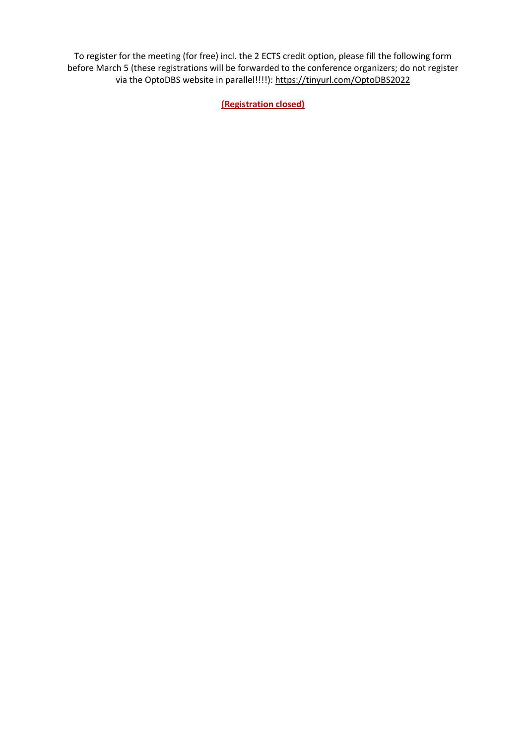To register for the meeting (for free) incl. the 2 ECTS credit option, please fill the following form before March 5 (these registrations will be forwarded to the conference organizers; do not register via the OptoDBS website in parallel!!!!): https://tinyurl.com/OptoDBS2022

**(Registration closed)**